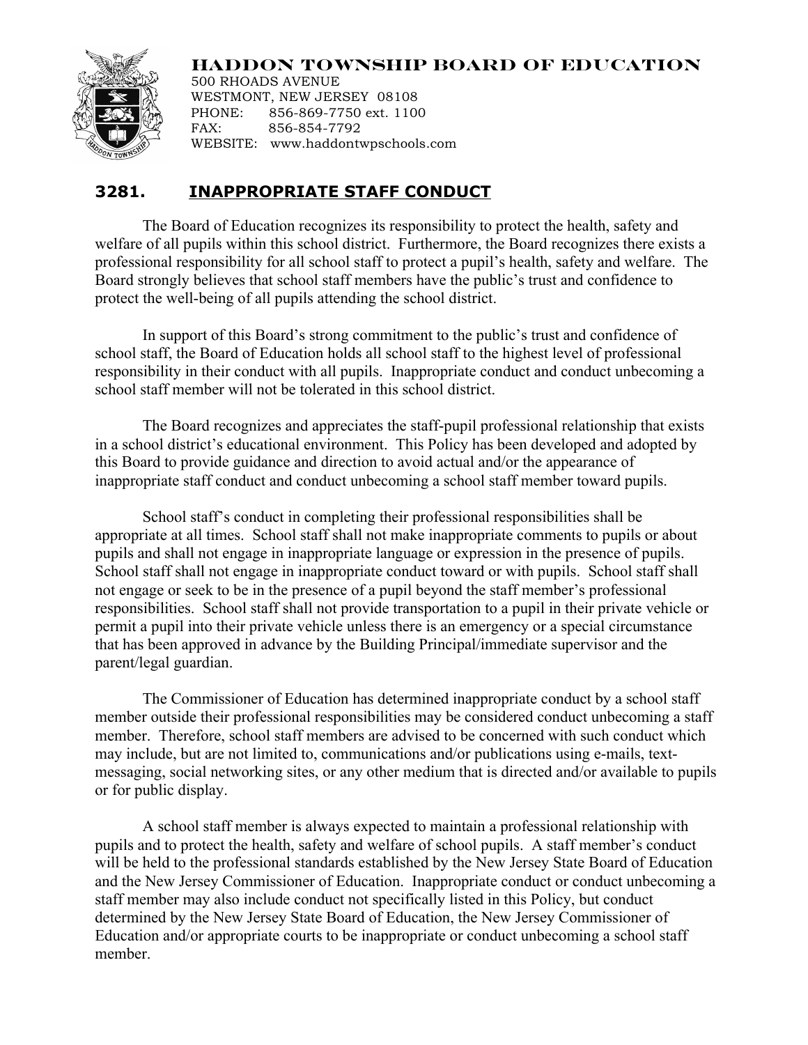# HADDON TOWNSHIP BOARD OF EDUCATION

500 RHOADS AVENUE
WESTMONT, NEW JERSEY 08108
PHONE: 856-869-7750 ext. 1100
FAX: 856-854-7792
WEBSITE: www.haddontwpschools.com

## 3281. INAPPROPRIATE STAFF CONDUCT

The Board of Education recognizes its responsibility to protect the health, safety and welfare of all pupils within this school district. Furthermore, the Board recognizes there exists a professional responsibility for all school staff to protect a pupil's health, safety and welfare. The Board strongly believes that school staff members have the public's trust and confidence to protect the well-being of all pupils attending the school district.

In support of this Board's strong commitment to the public's trust and confidence of school staff, the Board of Education holds all school staff to the highest level of professional responsibility in their conduct with all pupils. Inappropriate conduct and conduct unbecoming a school staff member will not be tolerated in this school district.

The Board recognizes and appreciates the staff-pupil professional relationship that exists in a school district's educational environment. This Policy has been developed and adopted by this Board to provide guidance and direction to avoid actual and/or the appearance of inappropriate staff conduct and conduct unbecoming a school staff member toward pupils.

School staff's conduct in completing their professional responsibilities shall be appropriate at all times. School staff shall not make inappropriate comments to pupils or about pupils and shall not engage in inappropriate language or expression in the presence of pupils. School staff shall not engage in inappropriate conduct toward or with pupils. School staff shall not engage or seek to be in the presence of a pupil beyond the staff member's professional responsibilities. School staff shall not provide transportation to a pupil in their private vehicle or permit a pupil into their private vehicle unless there is an emergency or a special circumstance that has been approved in advance by the Building Principal/immediate supervisor and the parent/legal guardian.

The Commissioner of Education has determined inappropriate conduct by a school staff member outside their professional responsibilities may be considered conduct unbecoming a staff member. Therefore, school staff members are advised to be concerned with such conduct which may include, but are not limited to, communications and/or publications using e-mails, text-messaging, social networking sites, or any other medium that is directed and/or available to pupils or for public display.

A school staff member is always expected to maintain a professional relationship with pupils and to protect the health, safety and welfare of school pupils. A staff member's conduct will be held to the professional standards established by the New Jersey State Board of Education and the New Jersey Commissioner of Education. Inappropriate conduct or conduct unbecoming a staff member may also include conduct not specifically listed in this Policy, but conduct determined by the New Jersey State Board of Education, the New Jersey Commissioner of Education and/or appropriate courts to be inappropriate or conduct unbecoming a school staff member.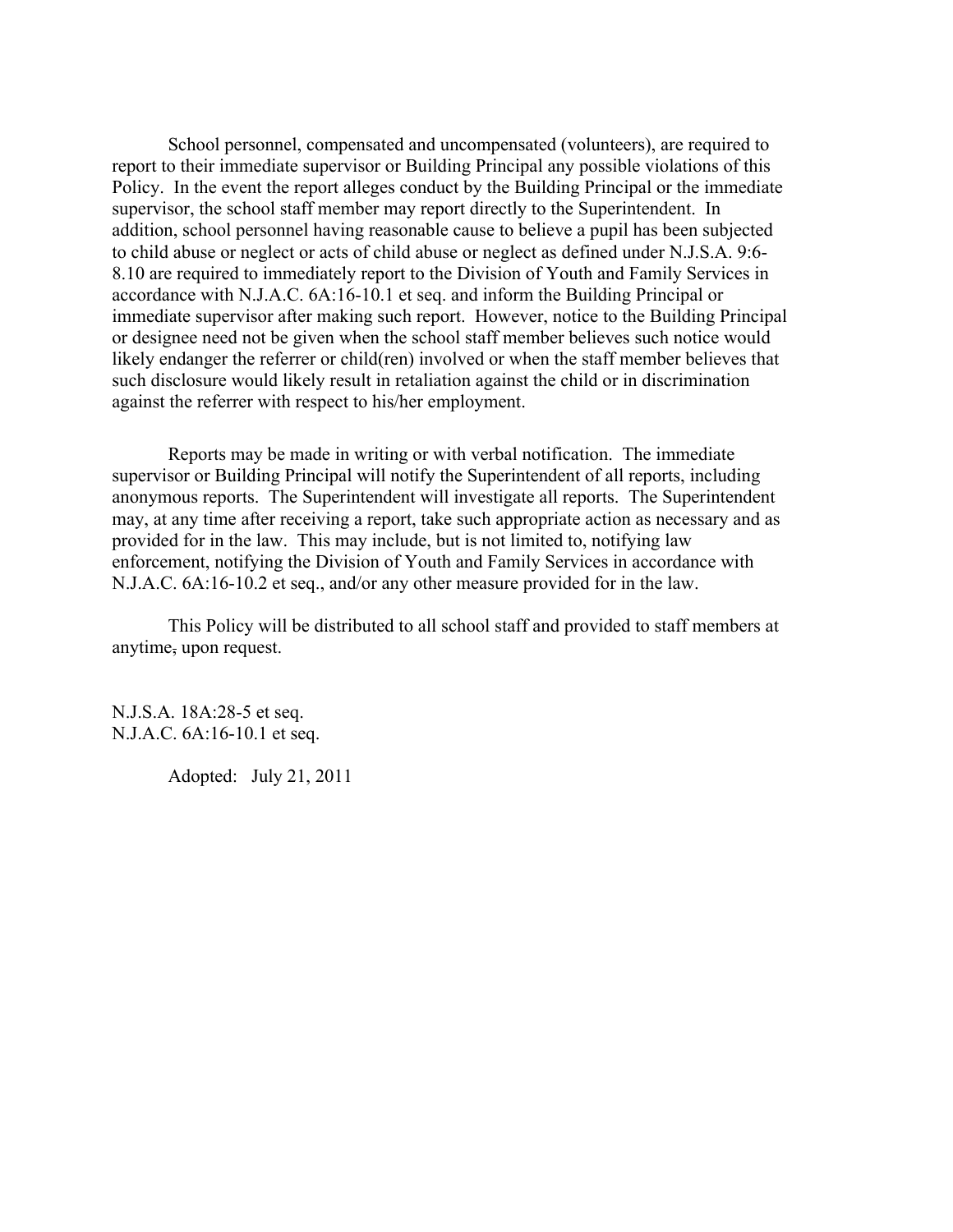School personnel, compensated and uncompensated (volunteers), are required to report to their immediate supervisor or Building Principal any possible violations of this Policy. In the event the report alleges conduct by the Building Principal or the immediate supervisor, the school staff member may report directly to the Superintendent. In addition, school personnel having reasonable cause to believe a pupil has been subjected to child abuse or neglect or acts of child abuse or neglect as defined under N.J.S.A. 9:6-8.10 are required to immediately report to the Division of Youth and Family Services in accordance with N.J.A.C. 6A:16-10.1 et seq. and inform the Building Principal or immediate supervisor after making such report. However, notice to the Building Principal or designee need not be given when the school staff member believes such notice would likely endanger the referrer or child(ren) involved or when the staff member believes that such disclosure would likely result in retaliation against the child or in discrimination against the referrer with respect to his/her employment.

Reports may be made in writing or with verbal notification. The immediate supervisor or Building Principal will notify the Superintendent of all reports, including anonymous reports. The Superintendent will investigate all reports. The Superintendent may, at any time after receiving a report, take such appropriate action as necessary and as provided for in the law. This may include, but is not limited to, notifying law enforcement, notifying the Division of Youth and Family Services in accordance with N.J.A.C. 6A:16-10.2 et seq., and/or any other measure provided for in the law.

This Policy will be distributed to all school staff and provided to staff members at anytime, upon request.

N.J.S.A. 18A:28-5 et seq.
N.J.A.C. 6A:16-10.1 et seq.

Adopted: July 21, 2011